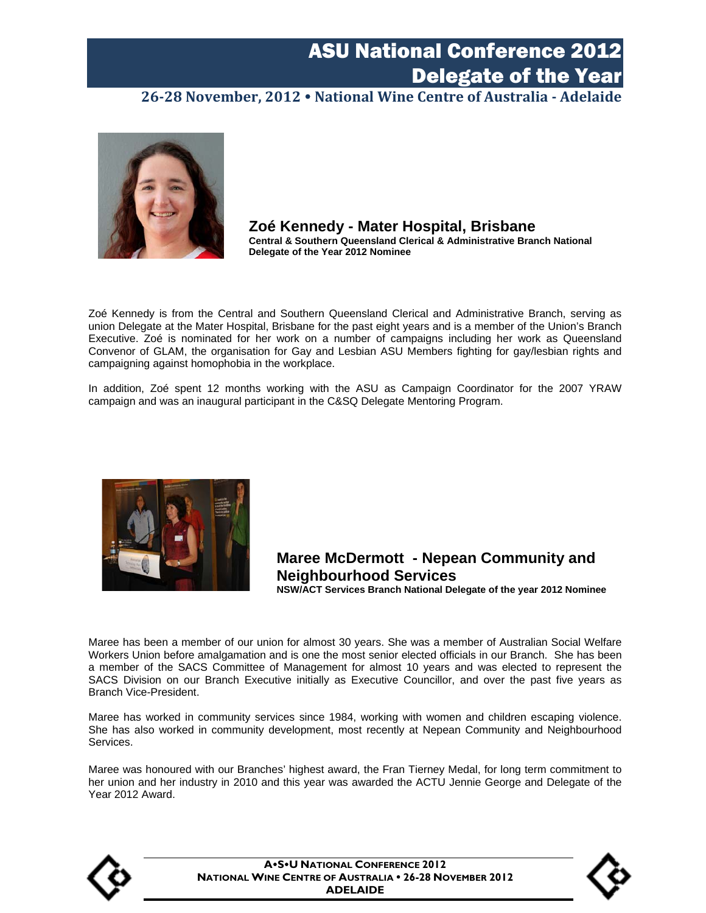# ASU National Conference 2012
# Delegate of the Year

**26-28 November, 2012 • National Wine Centre of Australia - Adelaide**

## Zoé Kennedy - Mater Hospital, Brisbane

**Central & Southern Queensland Clerical & Administrative Branch National Delegate of the Year 2012 Nominee**

Zoé Kennedy is from the Central and Southern Queensland Clerical and Administrative Branch, serving as union Delegate at the Mater Hospital, Brisbane for the past eight years and is a member of the Union's Branch Executive. Zoé is nominated for her work on a number of campaigns including her work as Queensland Convenor of GLAM, the organisation for Gay and Lesbian ASU Members fighting for gay/lesbian rights and campaigning against homophobia in the workplace.

In addition, Zoé spent 12 months working with the ASU as Campaign Coordinator for the 2007 YRAW campaign and was an inaugural participant in the C&SQ Delegate Mentoring Program.

## Maree McDermott - Nepean Community and Neighbourhood Services

**NSW/ACT Services Branch National Delegate of the year 2012 Nominee**

Maree has been a member of our union for almost 30 years. She was a member of Australian Social Welfare Workers Union before amalgamation and is one the most senior elected officials in our Branch. She has been a member of the SACS Committee of Management for almost 10 years and was elected to represent the SACS Division on our Branch Executive initially as Executive Councillor, and over the past five years as Branch Vice-President.

Maree has worked in community services since 1984, working with women and children escaping violence. She has also worked in community development, most recently at Nepean Community and Neighbourhood Services.

Maree was honoured with our Branches' highest award, the Fran Tierney Medal, for long term commitment to her union and her industry in 2010 and this year was awarded the ACTU Jennie George and Delegate of the Year 2012 Award.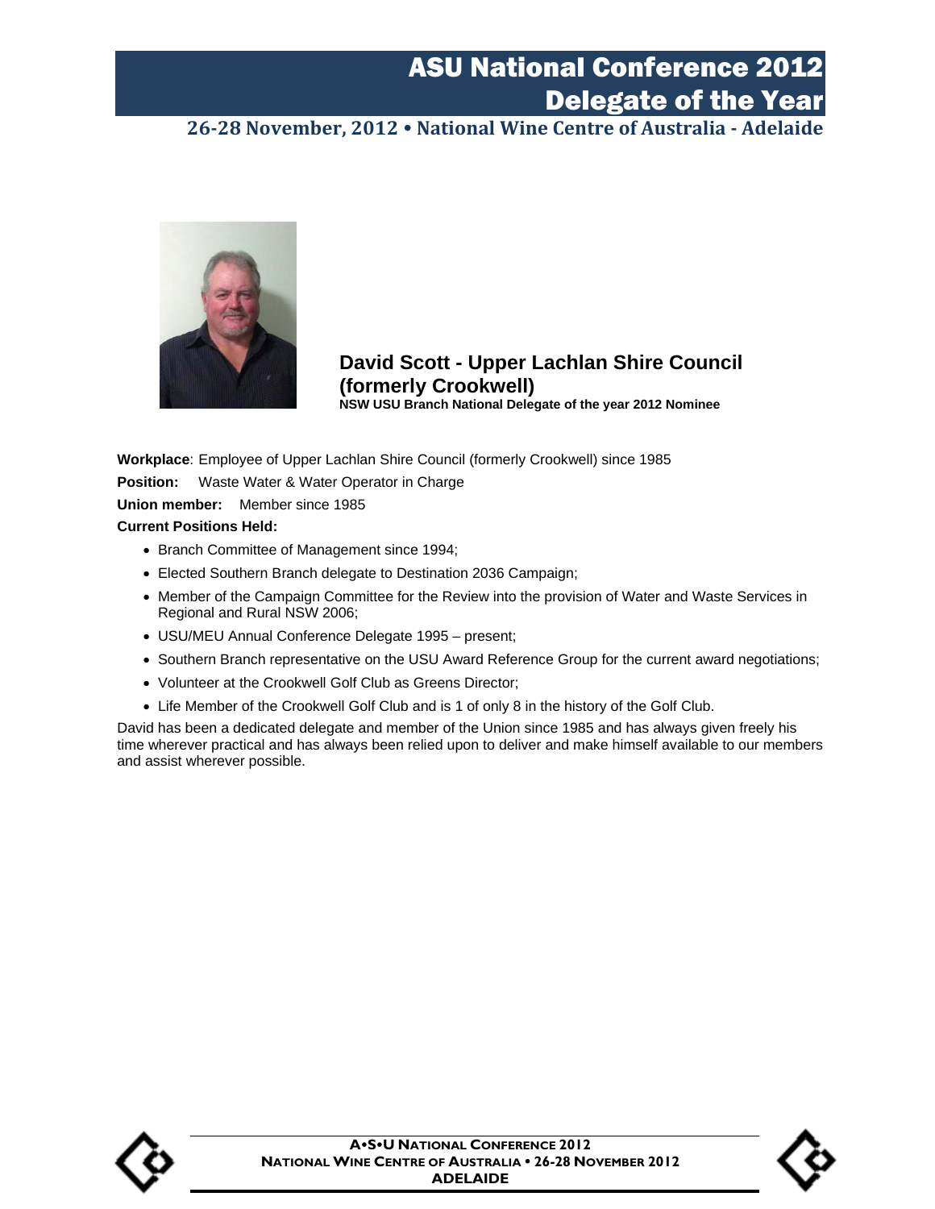# ASU National Conference 2012
# Delegate of the Year

**26-28 November, 2012 • National Wine Centre of Australia - Adelaide**

## David Scott - Upper Lachlan Shire Council (formerly Crookwell)

**NSW USU Branch National Delegate of the year 2012 Nominee**

**Workplace**: Employee of Upper Lachlan Shire Council (formerly Crookwell) since 1985

**Position:** Waste Water & Water Operator in Charge

**Union member:** Member since 1985

**Current Positions Held:**

- Branch Committee of Management since 1994;
- Elected Southern Branch delegate to Destination 2036 Campaign;
- Member of the Campaign Committee for the Review into the provision of Water and Waste Services in Regional and Rural NSW 2006;
- USU/MEU Annual Conference Delegate 1995 – present;
- Southern Branch representative on the USU Award Reference Group for the current award negotiations;
- Volunteer at the Crookwell Golf Club as Greens Director;
- Life Member of the Crookwell Golf Club and is 1 of only 8 in the history of the Golf Club.

David has been a dedicated delegate and member of the Union since 1985 and has always given freely his time wherever practical and has always been relied upon to deliver and make himself available to our members and assist wherever possible.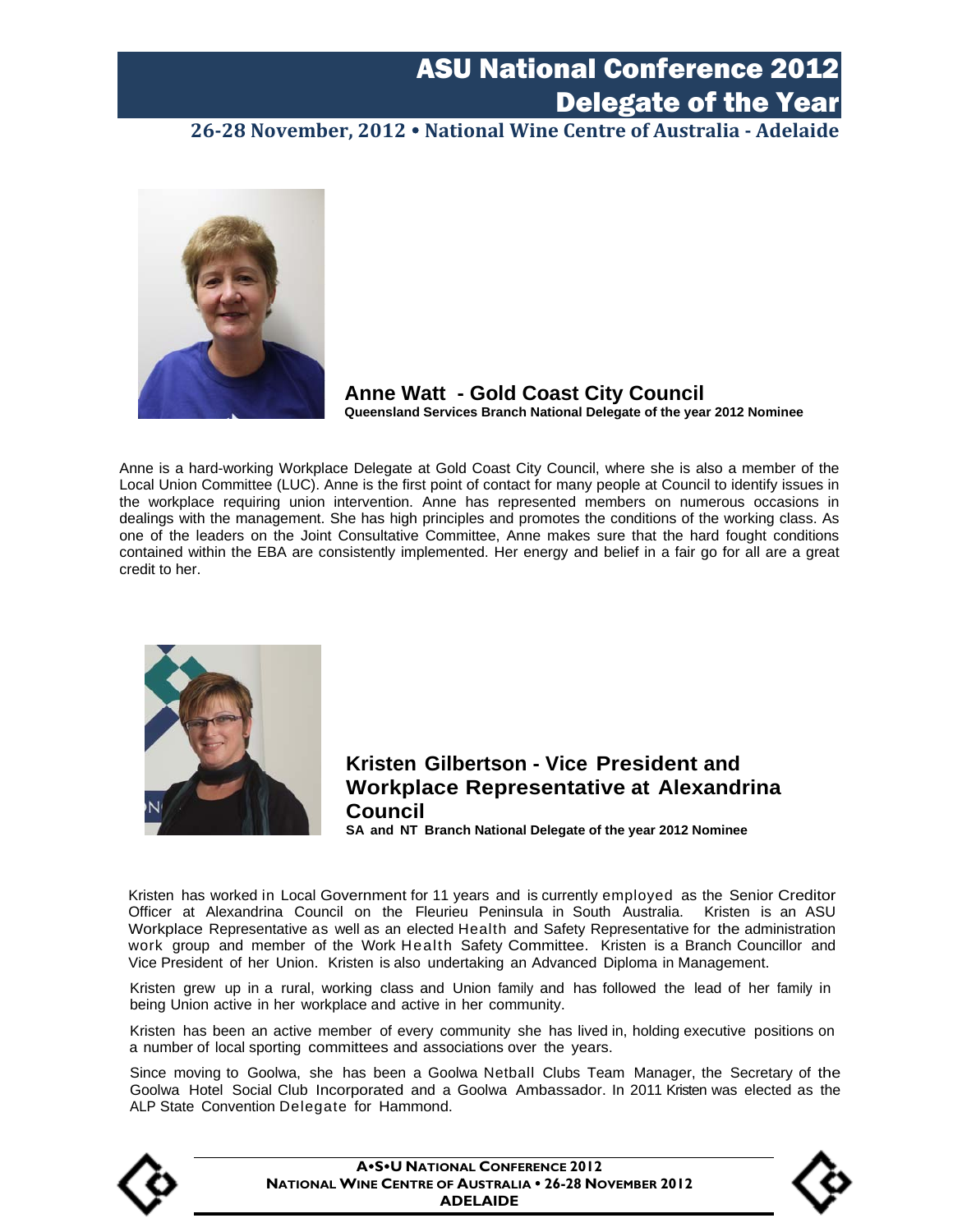## Anne Watt - Gold Coast City Council

**Queensland Services Branch National Delegate of the year 2012 Nominee**

Anne is a hard-working Workplace Delegate at Gold Coast City Council, where she is also a member of the Local Union Committee (LUC). Anne is the first point of contact for many people at Council to identify issues in the workplace requiring union intervention. Anne has represented members on numerous occasions in dealings with the management. She has high principles and promotes the conditions of the working class. As one of the leaders on the Joint Consultative Committee, Anne makes sure that the hard fought conditions contained within the EBA are consistently implemented. Her energy and belief in a fair go for all are a great credit to her.

## Kristen Gilbertson - Vice President and Workplace Representative at Alexandrina Council

**SA and NT Branch National Delegate of the year 2012 Nominee**

Kristen has worked in Local Government for 11 years and is currently employed as the Senior Creditor Officer at Alexandrina Council on the Fleurieu Peninsula in South Australia. Kristen is an ASU Workplace Representative as well as an elected Health and Safety Representative for the administration work group and member of the Work Health Safety Committee. Kristen is a Branch Councillor and Vice President of her Union. Kristen is also undertaking an Advanced Diploma in Management.

Kristen grew up in a rural, working class and Union family and has followed the lead of her family in being Union active in her workplace and active in her community.

Kristen has been an active member of every community she has lived in, holding executive positions on a number of local sporting committees and associations over the years.

Since moving to Goolwa, she has been a Goolwa Netball Clubs Team Manager, the Secretary of the Goolwa Hotel Social Club Incorporated and a Goolwa Ambassador. In 2011 Kristen was elected as the ALP State Convention Delegate for Hammond.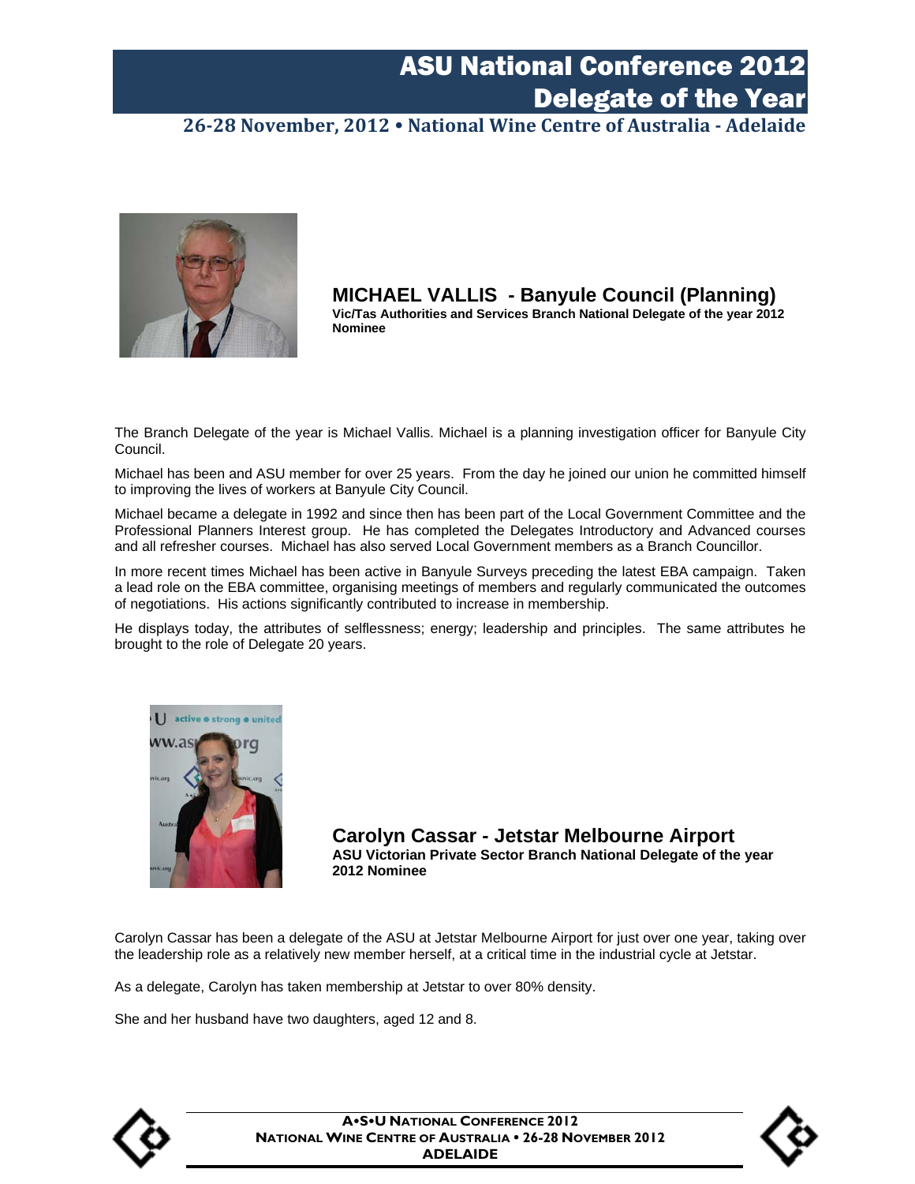# ASU National Conference 2012
# Delegate of the Year

**26-28 November, 2012 • National Wine Centre of Australia - Adelaide**

## MICHAEL VALLIS - Banyule Council (Planning)

**Vic/Tas Authorities and Services Branch National Delegate of the year 2012 Nominee**

The Branch Delegate of the year is Michael Vallis. Michael is a planning investigation officer for Banyule City Council.

Michael has been and ASU member for over 25 years. From the day he joined our union he committed himself to improving the lives of workers at Banyule City Council.

Michael became a delegate in 1992 and since then has been part of the Local Government Committee and the Professional Planners Interest group. He has completed the Delegates Introductory and Advanced courses and all refresher courses. Michael has also served Local Government members as a Branch Councillor.

In more recent times Michael has been active in Banyule Surveys preceding the latest EBA campaign. Taken a lead role on the EBA committee, organising meetings of members and regularly communicated the outcomes of negotiations. His actions significantly contributed to increase in membership.

He displays today, the attributes of selflessness; energy; leadership and principles. The same attributes he brought to the role of Delegate 20 years.

## Carolyn Cassar - Jetstar Melbourne Airport

**ASU Victorian Private Sector Branch National Delegate of the year 2012 Nominee**

Carolyn Cassar has been a delegate of the ASU at Jetstar Melbourne Airport for just over one year, taking over the leadership role as a relatively new member herself, at a critical time in the industrial cycle at Jetstar.

As a delegate, Carolyn has taken membership at Jetstar to over 80% density.

She and her husband have two daughters, aged 12 and 8.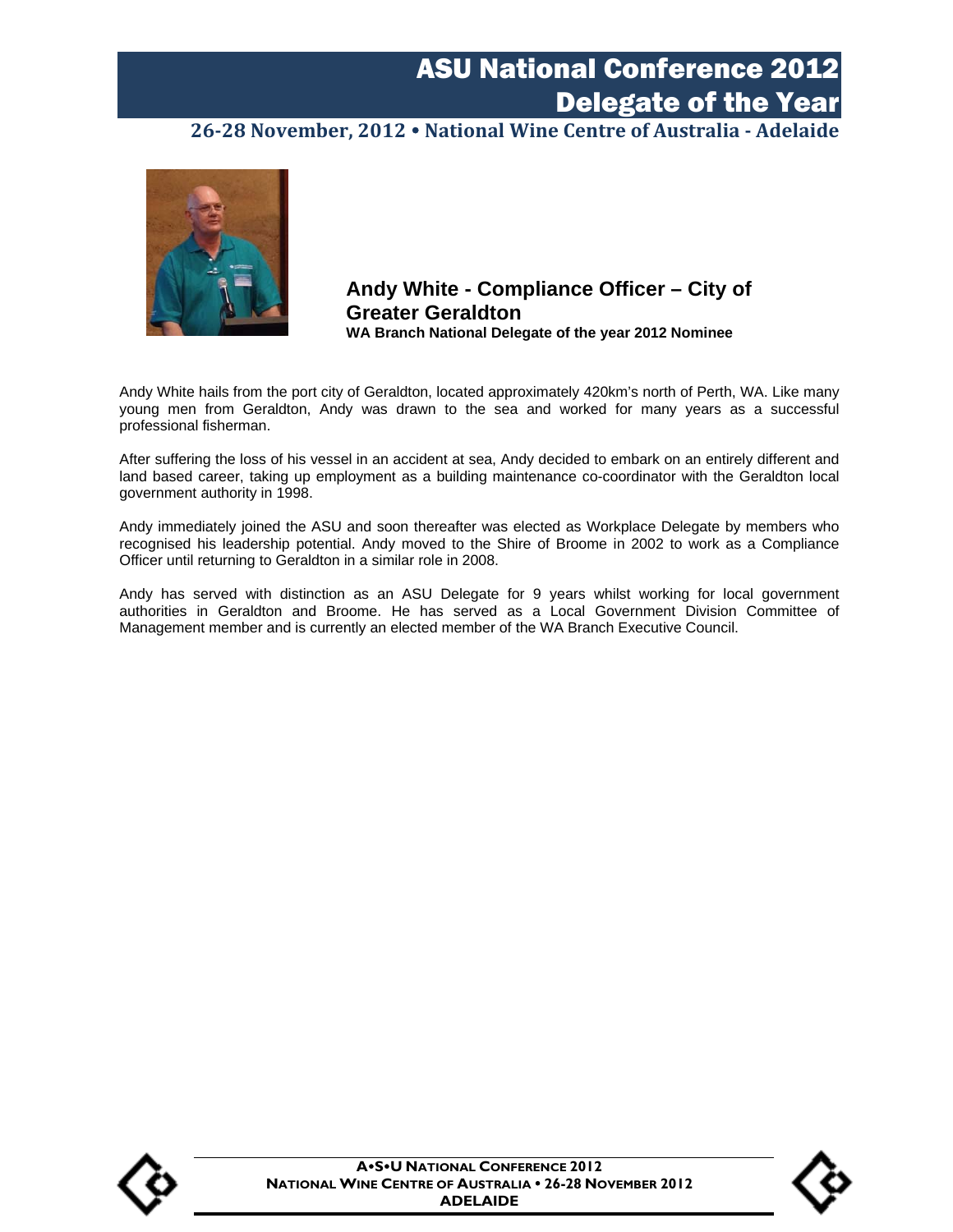# ASU National Conference 2012
# Delegate of the Year

**26-28 November, 2012 • National Wine Centre of Australia - Adelaide**

## Andy White - Compliance Officer – City of Greater Geraldton

**WA Branch National Delegate of the year 2012 Nominee**

Andy White hails from the port city of Geraldton, located approximately 420km's north of Perth, WA. Like many young men from Geraldton, Andy was drawn to the sea and worked for many years as a successful professional fisherman.

After suffering the loss of his vessel in an accident at sea, Andy decided to embark on an entirely different and land based career, taking up employment as a building maintenance co-coordinator with the Geraldton local government authority in 1998.

Andy immediately joined the ASU and soon thereafter was elected as Workplace Delegate by members who recognised his leadership potential. Andy moved to the Shire of Broome in 2002 to work as a Compliance Officer until returning to Geraldton in a similar role in 2008.

Andy has served with distinction as an ASU Delegate for 9 years whilst working for local government authorities in Geraldton and Broome. He has served as a Local Government Division Committee of Management member and is currently an elected member of the WA Branch Executive Council.